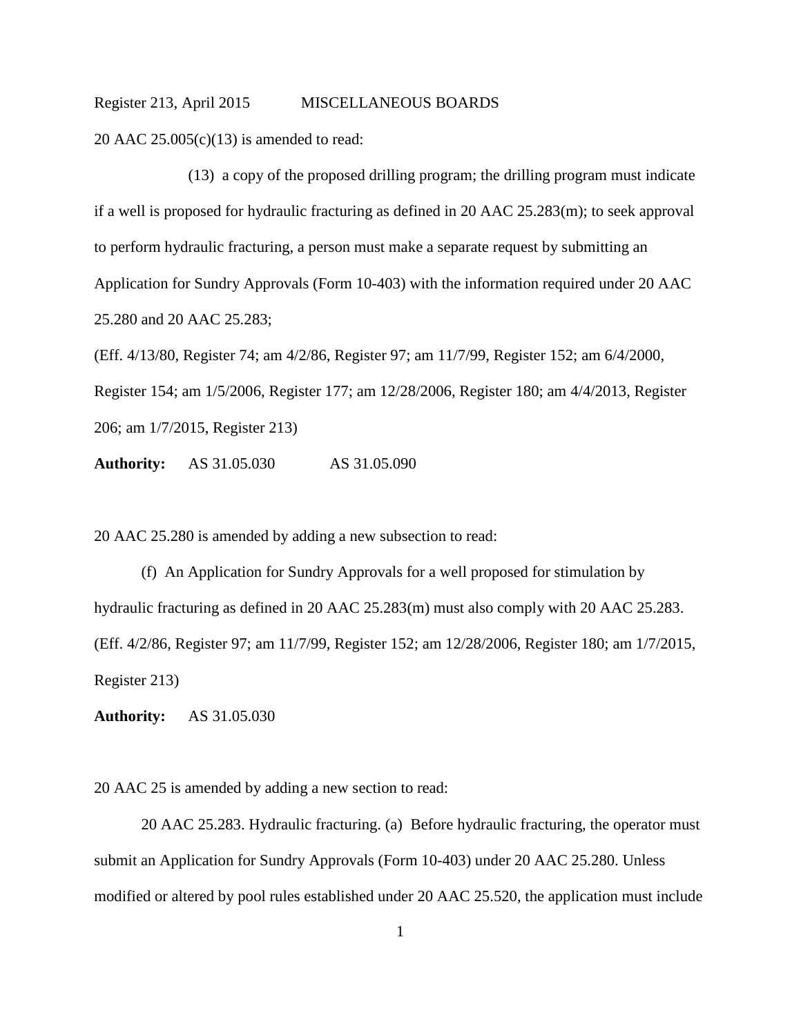20 AAC 25.005(c)(13) is amended to read:

(13) a copy of the proposed drilling program; the drilling program must indicate if a well is proposed for hydraulic fracturing as defined in 20 AAC 25.283(m); to seek approval to perform hydraulic fracturing, a person must make a separate request by submitting an Application for Sundry Approvals (Form 10-403) with the information required under 20 AAC 25.280 and 20 AAC 25.283;

(Eff. 4/13/80, Register 74; am 4/2/86, Register 97; am 11/7/99, Register 152; am 6/4/2000, Register 154; am 1/5/2006, Register 177; am 12/28/2006, Register 180; am 4/4/2013, Register 206; am 1/7/2015, Register 213)

**Authority:** AS 31.05.030 AS 31.05.090

20 AAC 25.280 is amended by adding a new subsection to read:

(f) An Application for Sundry Approvals for a well proposed for stimulation by hydraulic fracturing as defined in 20 AAC 25.283(m) must also comply with 20 AAC 25.283. (Eff. 4/2/86, Register 97; am 11/7/99, Register 152; am 12/28/2006, Register 180; am 1/7/2015, Register 213)

**Authority:** AS 31.05.030

20 AAC 25 is amended by adding a new section to read:

20 AAC 25.283. Hydraulic fracturing. (a) Before hydraulic fracturing, the operator must submit an Application for Sundry Approvals (Form 10-403) under 20 AAC 25.280. Unless modified or altered by pool rules established under 20 AAC 25.520, the application must include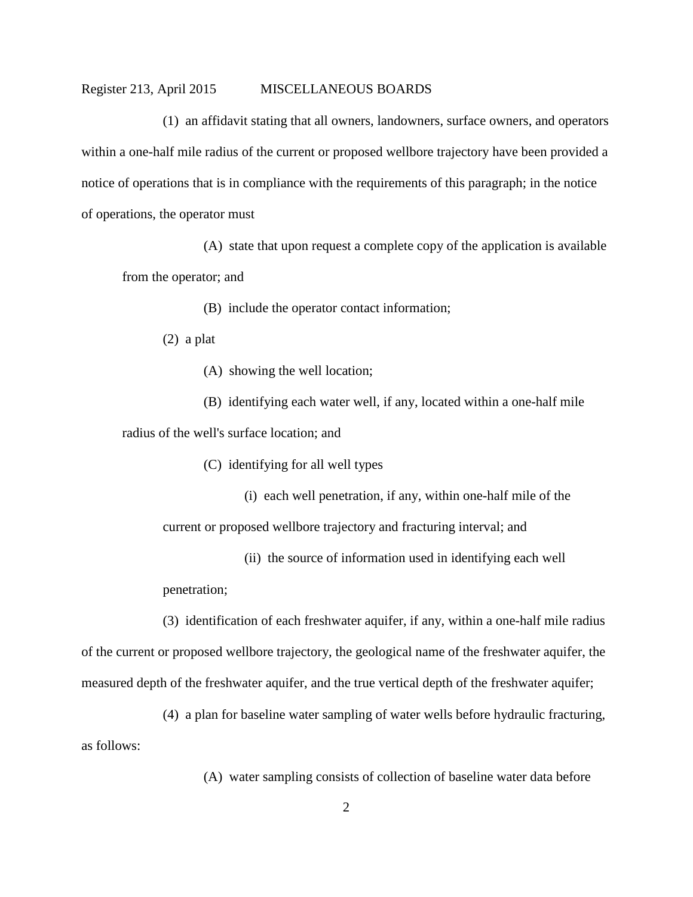(1) an affidavit stating that all owners, landowners, surface owners, and operators within a one-half mile radius of the current or proposed wellbore trajectory have been provided a notice of operations that is in compliance with the requirements of this paragraph; in the notice of operations, the operator must

(A) state that upon request a complete copy of the application is available from the operator; and

(B) include the operator contact information;

(2) a plat

(A) showing the well location;

(B) identifying each water well, if any, located within a one-half mile radius of the well's surface location; and

(C) identifying for all well types

(i) each well penetration, if any, within one-half mile of the current or proposed wellbore trajectory and fracturing interval; and

(ii) the source of information used in identifying each well penetration;

(3) identification of each freshwater aquifer, if any, within a one-half mile radius of the current or proposed wellbore trajectory, the geological name of the freshwater aquifer, the measured depth of the freshwater aquifer, and the true vertical depth of the freshwater aquifer;

(4) a plan for baseline water sampling of water wells before hydraulic fracturing, as follows:

(A) water sampling consists of collection of baseline water data before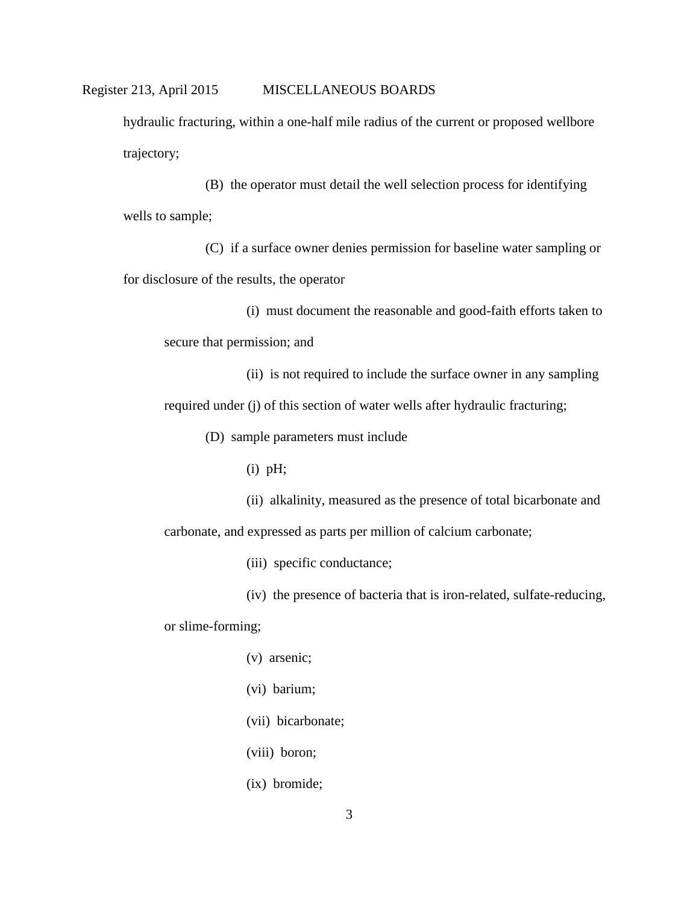hydraulic fracturing, within a one-half mile radius of the current or proposed wellbore trajectory;

(B) the operator must detail the well selection process for identifying wells to sample;

(C) if a surface owner denies permission for baseline water sampling or for disclosure of the results, the operator

(i) must document the reasonable and good-faith efforts taken to secure that permission; and

(ii) is not required to include the surface owner in any sampling required under (j) of this section of water wells after hydraulic fracturing;

(D) sample parameters must include

(i) pH;

(ii) alkalinity, measured as the presence of total bicarbonate and carbonate, and expressed as parts per million of calcium carbonate;

(iii) specific conductance;

(iv) the presence of bacteria that is iron-related, sulfate-reducing, or slime-forming;

(v) arsenic;

(vi) barium;

(vii) bicarbonate;

(viii) boron;

(ix) bromide;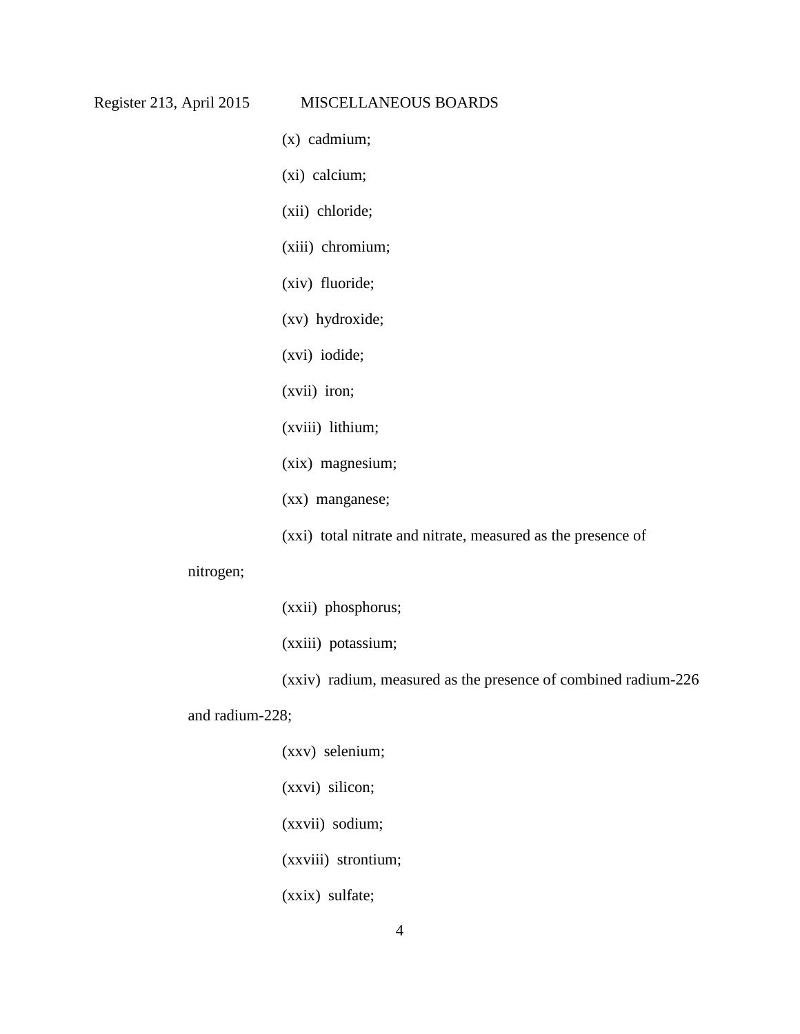(x) cadmium;

(xi) calcium;

(xii) chloride;

(xiii) chromium;

(xiv) fluoride;

(xv) hydroxide;

(xvi) iodide;

(xvii) iron;

(xviii) lithium;

(xix) magnesium;

(xx) manganese;

(xxi) total nitrate and nitrate, measured as the presence of nitrogen;

(xxii) phosphorus;

(xxiii) potassium;

(xxiv) radium, measured as the presence of combined radium-226 and radium-228;

(xxv) selenium;

(xxvi) silicon;

(xxvii) sodium;

(xxviii) strontium;

(xxix) sulfate;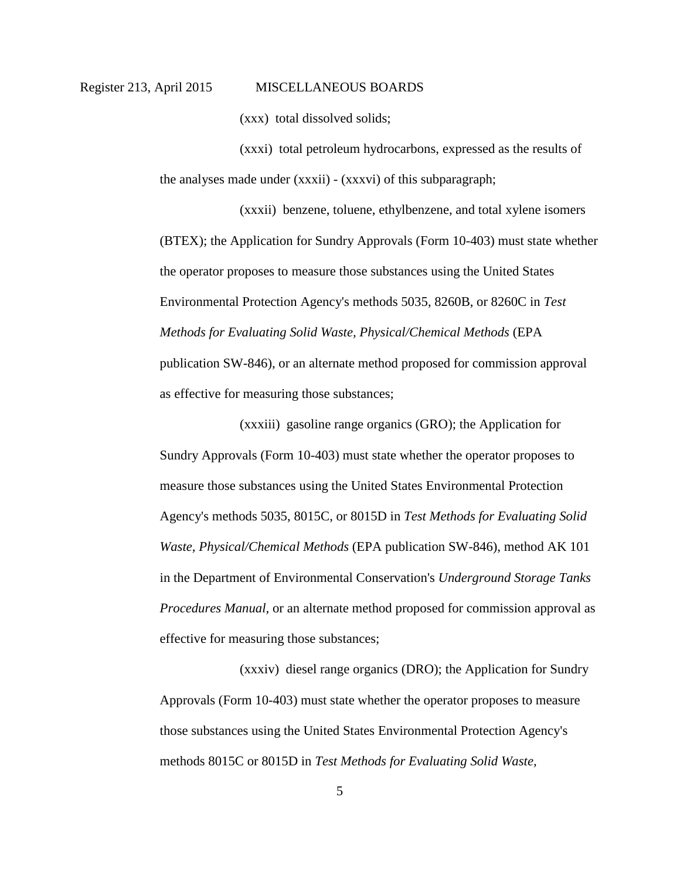(xxx) total dissolved solids;

(xxxi) total petroleum hydrocarbons, expressed as the results of the analyses made under (xxxii) - (xxxvi) of this subparagraph;

(xxxii) benzene, toluene, ethylbenzene, and total xylene isomers (BTEX); the Application for Sundry Approvals (Form 10-403) must state whether the operator proposes to measure those substances using the United States Environmental Protection Agency's methods 5035, 8260B, or 8260C in *Test Methods for Evaluating Solid Waste, Physical/Chemical Methods* (EPA publication SW-846), or an alternate method proposed for commission approval as effective for measuring those substances;

(xxxiii) gasoline range organics (GRO); the Application for Sundry Approvals (Form 10-403) must state whether the operator proposes to measure those substances using the United States Environmental Protection Agency's methods 5035, 8015C, or 8015D in *Test Methods for Evaluating Solid Waste, Physical/Chemical Methods* (EPA publication SW-846), method AK 101 in the Department of Environmental Conservation's *Underground Storage Tanks Procedures Manual*, or an alternate method proposed for commission approval as effective for measuring those substances;

(xxxiv) diesel range organics (DRO); the Application for Sundry Approvals (Form 10-403) must state whether the operator proposes to measure those substances using the United States Environmental Protection Agency's methods 8015C or 8015D in *Test Methods for Evaluating Solid Waste,*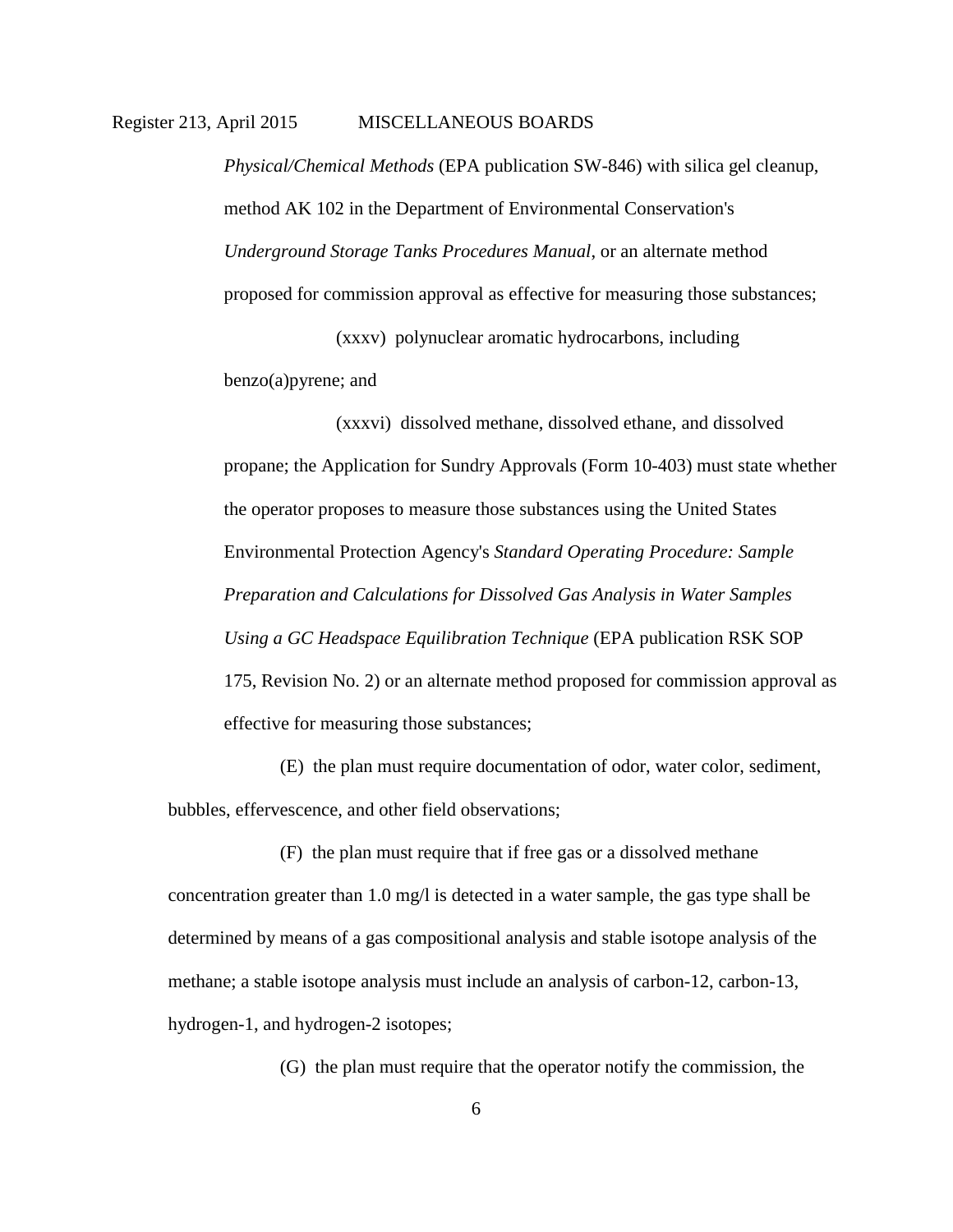*Physical/Chemical Methods* (EPA publication SW-846) with silica gel cleanup, method AK 102 in the Department of Environmental Conservation's *Underground Storage Tanks Procedures Manual*, or an alternate method proposed for commission approval as effective for measuring those substances;

(xxxv) polynuclear aromatic hydrocarbons, including benzo(a)pyrene; and

(xxxvi) dissolved methane, dissolved ethane, and dissolved propane; the Application for Sundry Approvals (Form 10-403) must state whether the operator proposes to measure those substances using the United States Environmental Protection Agency's *Standard Operating Procedure: Sample Preparation and Calculations for Dissolved Gas Analysis in Water Samples Using a GC Headspace Equilibration Technique* (EPA publication RSK SOP 175, Revision No. 2) or an alternate method proposed for commission approval as effective for measuring those substances;

(E) the plan must require documentation of odor, water color, sediment, bubbles, effervescence, and other field observations;

(F) the plan must require that if free gas or a dissolved methane concentration greater than 1.0 mg/l is detected in a water sample, the gas type shall be determined by means of a gas compositional analysis and stable isotope analysis of the methane; a stable isotope analysis must include an analysis of carbon-12, carbon-13, hydrogen-1, and hydrogen-2 isotopes;

(G) the plan must require that the operator notify the commission, the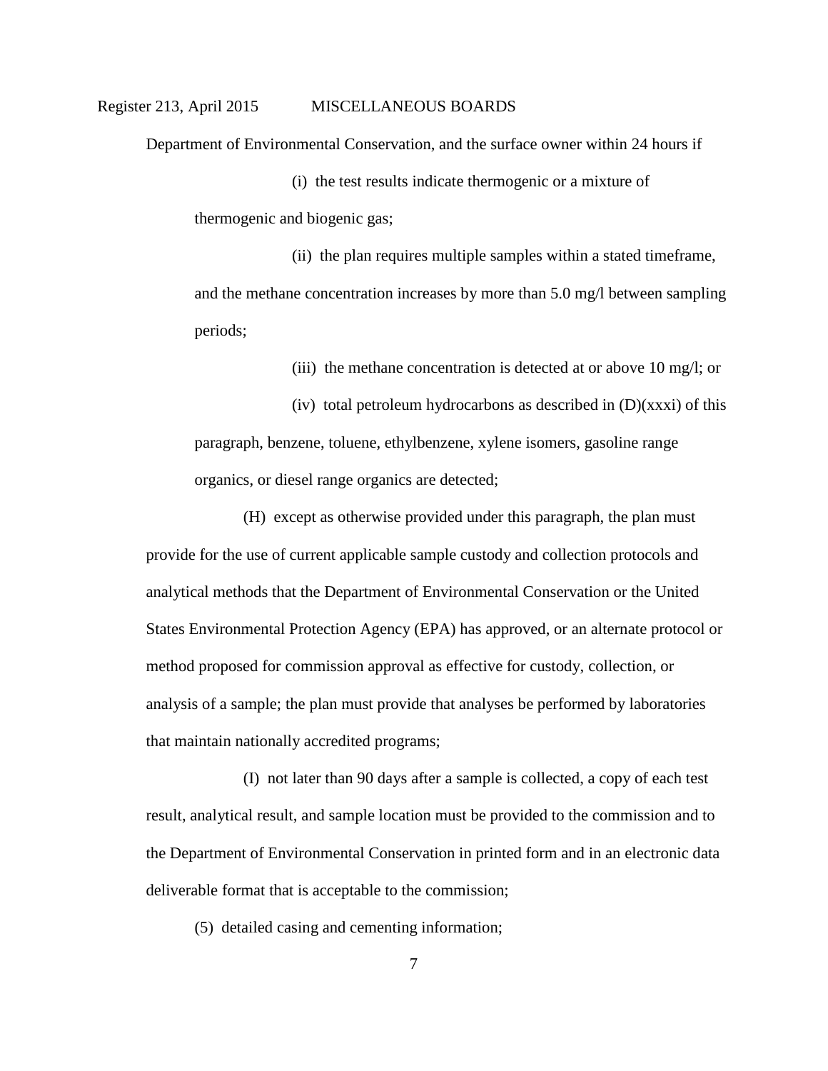Department of Environmental Conservation, and the surface owner within 24 hours if

(i) the test results indicate thermogenic or a mixture of thermogenic and biogenic gas;

(ii) the plan requires multiple samples within a stated timeframe, and the methane concentration increases by more than 5.0 mg/l between sampling periods;

(iii) the methane concentration is detected at or above 10 mg/l; or

(iv) total petroleum hydrocarbons as described in (D)(xxxi) of this paragraph, benzene, toluene, ethylbenzene, xylene isomers, gasoline range organics, or diesel range organics are detected;

(H) except as otherwise provided under this paragraph, the plan must provide for the use of current applicable sample custody and collection protocols and analytical methods that the Department of Environmental Conservation or the United States Environmental Protection Agency (EPA) has approved, or an alternate protocol or method proposed for commission approval as effective for custody, collection, or analysis of a sample; the plan must provide that analyses be performed by laboratories that maintain nationally accredited programs;

(I) not later than 90 days after a sample is collected, a copy of each test result, analytical result, and sample location must be provided to the commission and to the Department of Environmental Conservation in printed form and in an electronic data deliverable format that is acceptable to the commission;

(5) detailed casing and cementing information;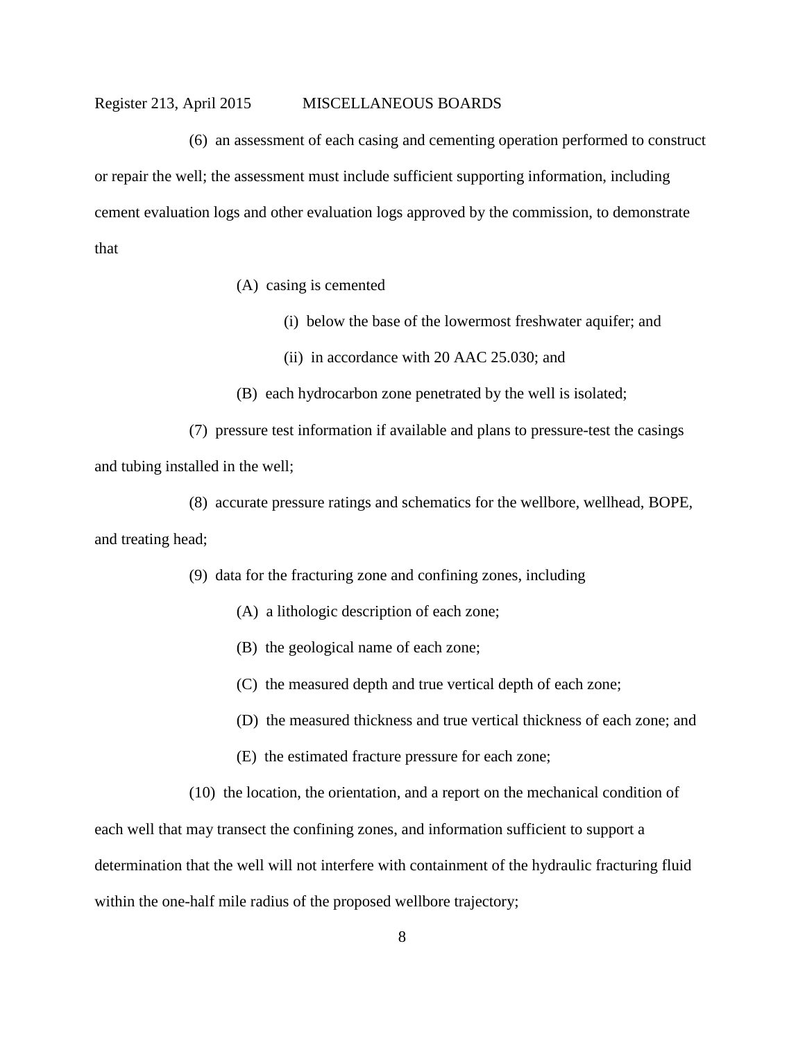(6) an assessment of each casing and cementing operation performed to construct or repair the well; the assessment must include sufficient supporting information, including cement evaluation logs and other evaluation logs approved by the commission, to demonstrate that

(A) casing is cemented

(i) below the base of the lowermost freshwater aquifer; and

(ii) in accordance with 20 AAC 25.030; and

(B) each hydrocarbon zone penetrated by the well is isolated;

(7) pressure test information if available and plans to pressure-test the casings and tubing installed in the well;

(8) accurate pressure ratings and schematics for the wellbore, wellhead, BOPE, and treating head;

(9) data for the fracturing zone and confining zones, including

(A) a lithologic description of each zone;

(B) the geological name of each zone;

(C) the measured depth and true vertical depth of each zone;

(D) the measured thickness and true vertical thickness of each zone; and

(E) the estimated fracture pressure for each zone;

(10) the location, the orientation, and a report on the mechanical condition of each well that may transect the confining zones, and information sufficient to support a determination that the well will not interfere with containment of the hydraulic fracturing fluid within the one-half mile radius of the proposed wellbore trajectory;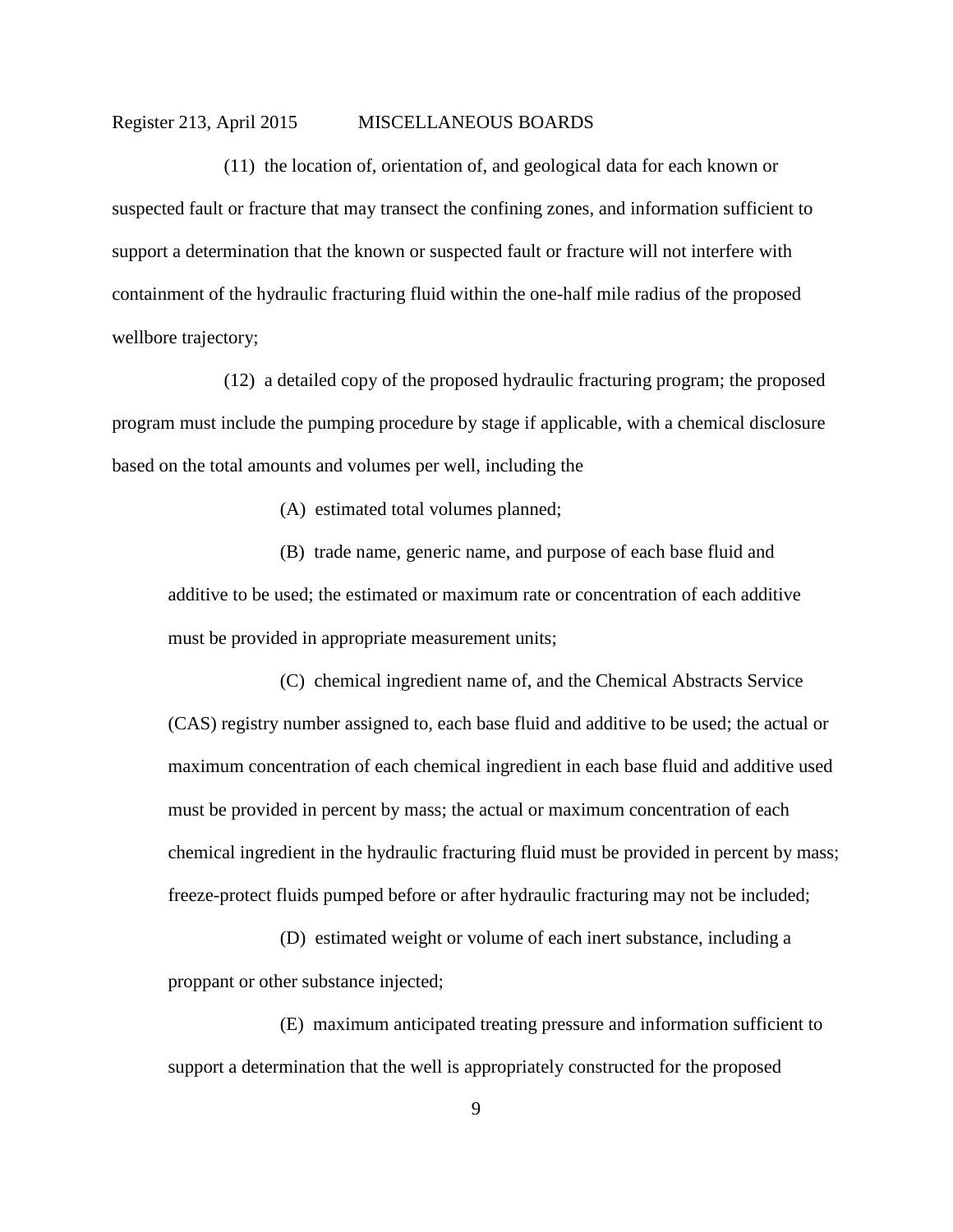(11) the location of, orientation of, and geological data for each known or suspected fault or fracture that may transect the confining zones, and information sufficient to support a determination that the known or suspected fault or fracture will not interfere with containment of the hydraulic fracturing fluid within the one-half mile radius of the proposed wellbore trajectory;

(12) a detailed copy of the proposed hydraulic fracturing program; the proposed program must include the pumping procedure by stage if applicable, with a chemical disclosure based on the total amounts and volumes per well, including the

(A) estimated total volumes planned;

(B) trade name, generic name, and purpose of each base fluid and additive to be used; the estimated or maximum rate or concentration of each additive must be provided in appropriate measurement units;

(C) chemical ingredient name of, and the Chemical Abstracts Service (CAS) registry number assigned to, each base fluid and additive to be used; the actual or maximum concentration of each chemical ingredient in each base fluid and additive used must be provided in percent by mass; the actual or maximum concentration of each chemical ingredient in the hydraulic fracturing fluid must be provided in percent by mass; freeze-protect fluids pumped before or after hydraulic fracturing may not be included;

(D) estimated weight or volume of each inert substance, including a proppant or other substance injected;

(E) maximum anticipated treating pressure and information sufficient to support a determination that the well is appropriately constructed for the proposed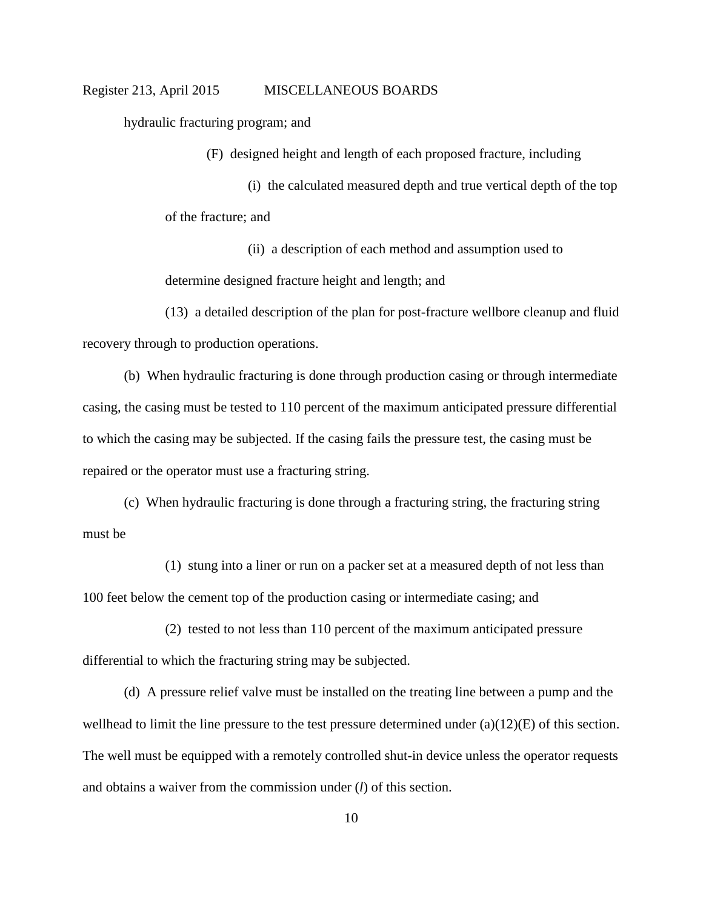hydraulic fracturing program; and

(F) designed height and length of each proposed fracture, including

(i) the calculated measured depth and true vertical depth of the top of the fracture; and

(ii) a description of each method and assumption used to determine designed fracture height and length; and

(13) a detailed description of the plan for post-fracture wellbore cleanup and fluid recovery through to production operations.

(b) When hydraulic fracturing is done through production casing or through intermediate casing, the casing must be tested to 110 percent of the maximum anticipated pressure differential to which the casing may be subjected. If the casing fails the pressure test, the casing must be repaired or the operator must use a fracturing string.

(c) When hydraulic fracturing is done through a fracturing string, the fracturing string must be

(1) stung into a liner or run on a packer set at a measured depth of not less than 100 feet below the cement top of the production casing or intermediate casing; and

(2) tested to not less than 110 percent of the maximum anticipated pressure differential to which the fracturing string may be subjected.

(d) A pressure relief valve must be installed on the treating line between a pump and the wellhead to limit the line pressure to the test pressure determined under (a)(12)(E) of this section. The well must be equipped with a remotely controlled shut-in device unless the operator requests and obtains a waiver from the commission under (*l*) of this section.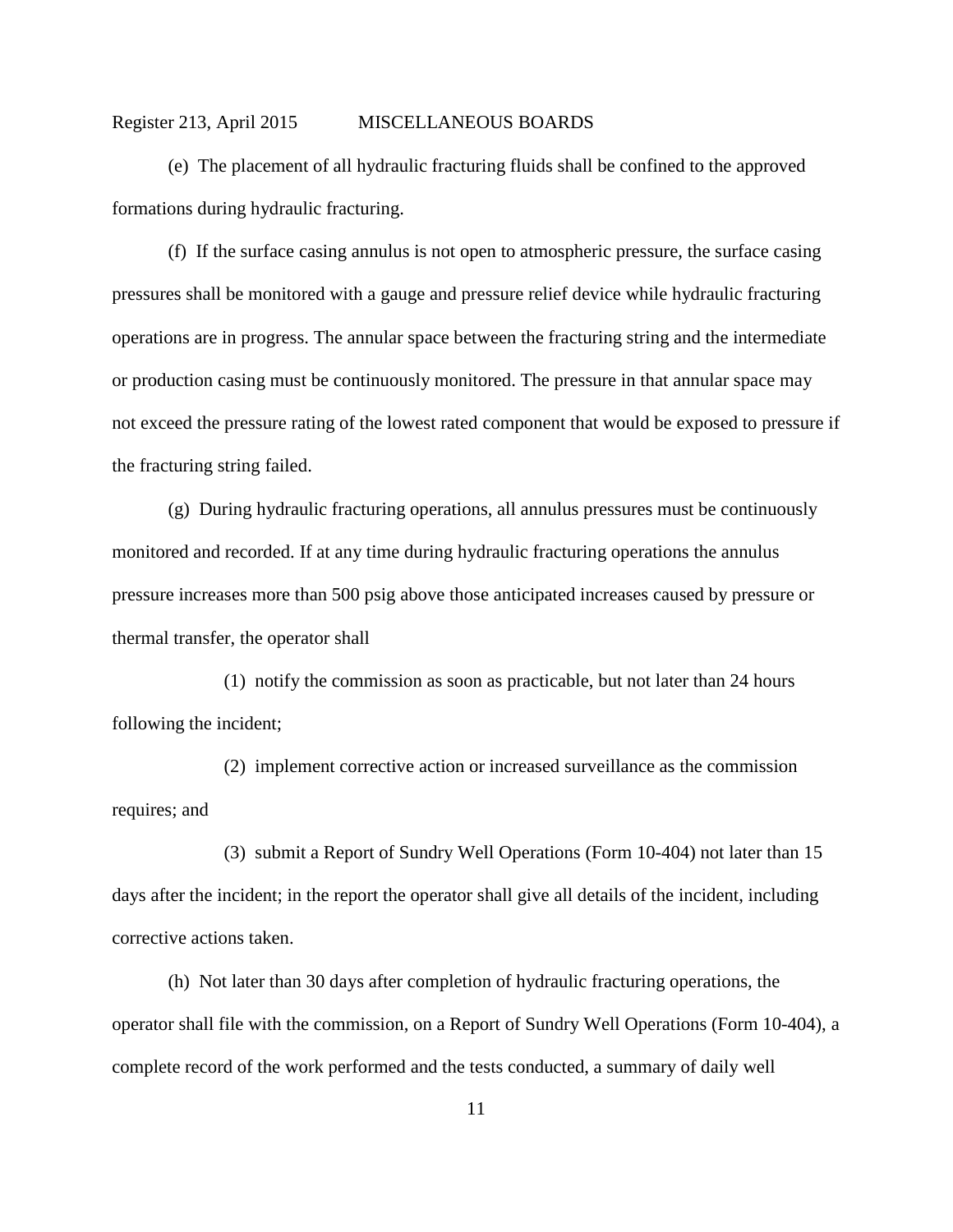(e) The placement of all hydraulic fracturing fluids shall be confined to the approved formations during hydraulic fracturing.

(f) If the surface casing annulus is not open to atmospheric pressure, the surface casing pressures shall be monitored with a gauge and pressure relief device while hydraulic fracturing operations are in progress. The annular space between the fracturing string and the intermediate or production casing must be continuously monitored. The pressure in that annular space may not exceed the pressure rating of the lowest rated component that would be exposed to pressure if the fracturing string failed.

(g) During hydraulic fracturing operations, all annulus pressures must be continuously monitored and recorded. If at any time during hydraulic fracturing operations the annulus pressure increases more than 500 psig above those anticipated increases caused by pressure or thermal transfer, the operator shall

(1) notify the commission as soon as practicable, but not later than 24 hours following the incident;

(2) implement corrective action or increased surveillance as the commission requires; and

(3) submit a Report of Sundry Well Operations (Form 10-404) not later than 15 days after the incident; in the report the operator shall give all details of the incident, including corrective actions taken.

(h) Not later than 30 days after completion of hydraulic fracturing operations, the operator shall file with the commission, on a Report of Sundry Well Operations (Form 10-404), a complete record of the work performed and the tests conducted, a summary of daily well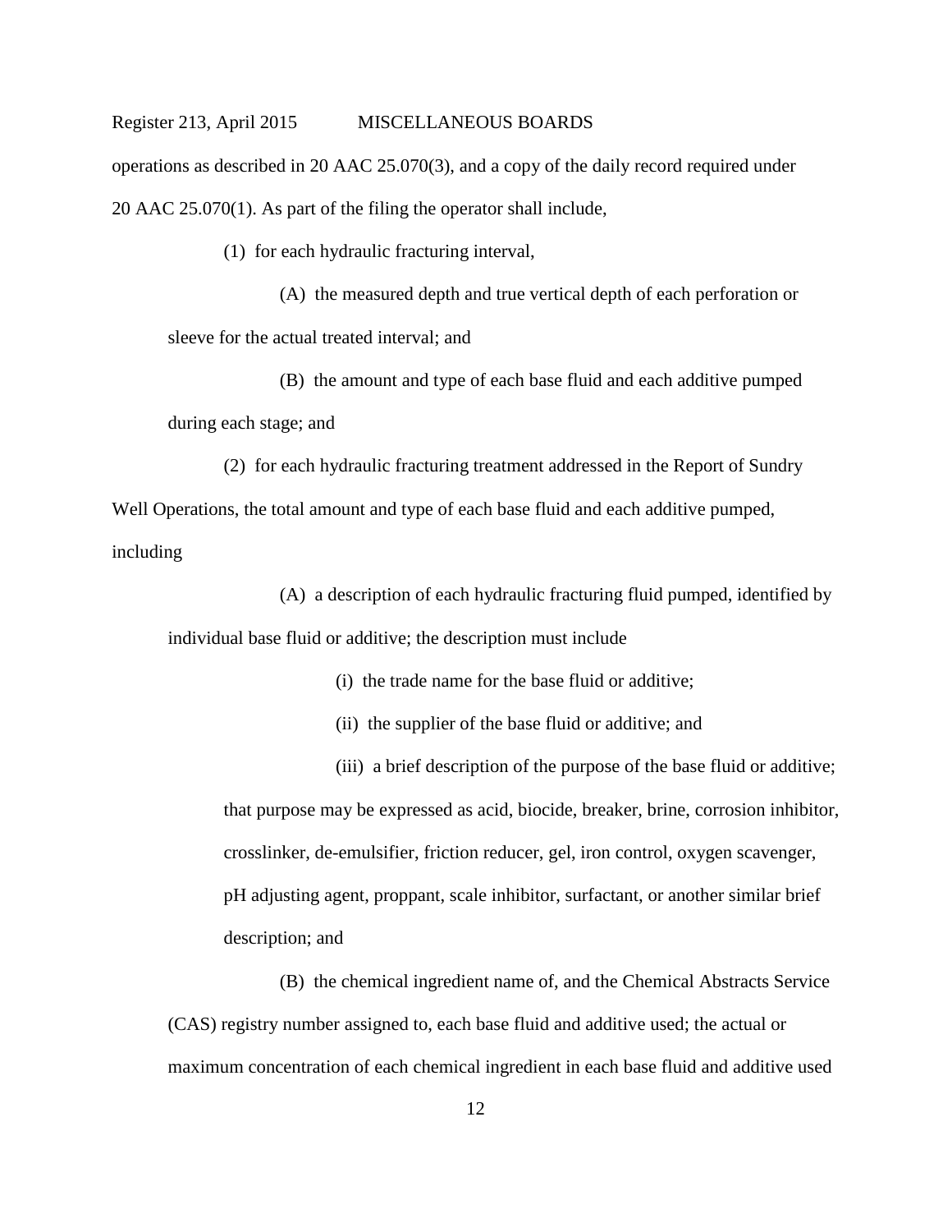operations as described in 20 AAC 25.070(3), and a copy of the daily record required under 20 AAC 25.070(1). As part of the filing the operator shall include,

(1) for each hydraulic fracturing interval,

(A) the measured depth and true vertical depth of each perforation or sleeve for the actual treated interval; and

(B) the amount and type of each base fluid and each additive pumped during each stage; and

(2) for each hydraulic fracturing treatment addressed in the Report of Sundry Well Operations, the total amount and type of each base fluid and each additive pumped, including

(A) a description of each hydraulic fracturing fluid pumped, identified by individual base fluid or additive; the description must include

(i) the trade name for the base fluid or additive;

(ii) the supplier of the base fluid or additive; and

(iii) a brief description of the purpose of the base fluid or additive; that purpose may be expressed as acid, biocide, breaker, brine, corrosion inhibitor, crosslinker, de-emulsifier, friction reducer, gel, iron control, oxygen scavenger, pH adjusting agent, proppant, scale inhibitor, surfactant, or another similar brief description; and

(B) the chemical ingredient name of, and the Chemical Abstracts Service (CAS) registry number assigned to, each base fluid and additive used; the actual or maximum concentration of each chemical ingredient in each base fluid and additive used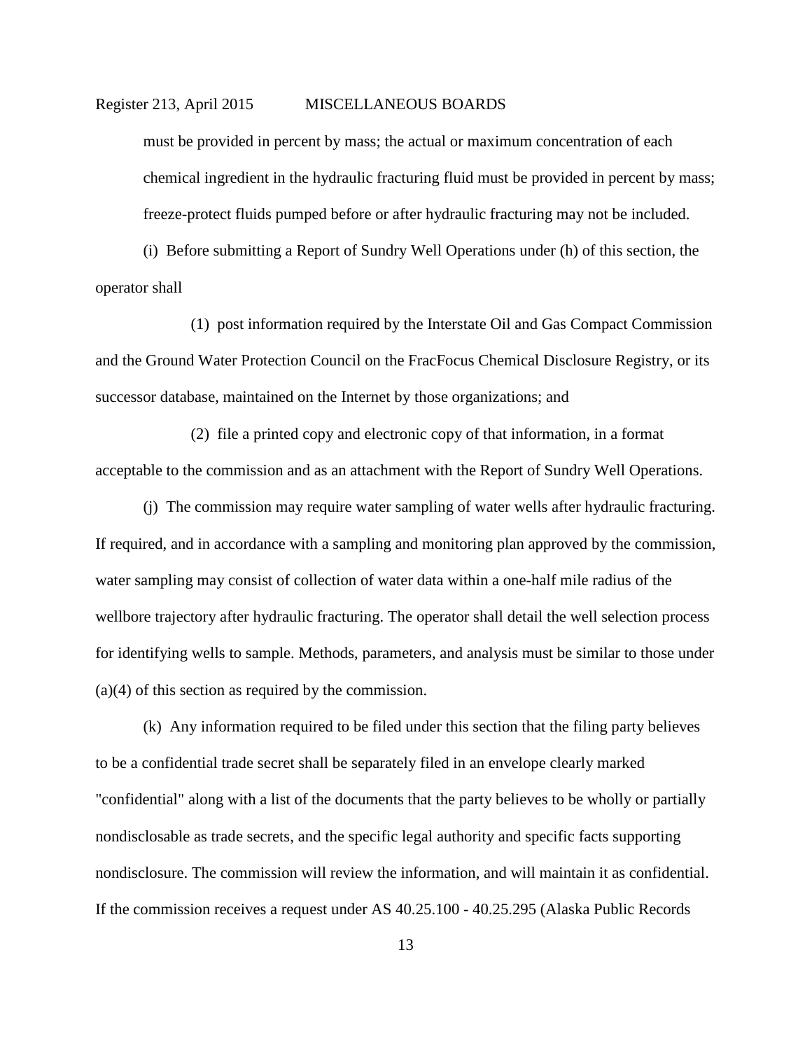must be provided in percent by mass; the actual or maximum concentration of each chemical ingredient in the hydraulic fracturing fluid must be provided in percent by mass; freeze-protect fluids pumped before or after hydraulic fracturing may not be included.

(i) Before submitting a Report of Sundry Well Operations under (h) of this section, the operator shall

(1) post information required by the Interstate Oil and Gas Compact Commission and the Ground Water Protection Council on the FracFocus Chemical Disclosure Registry, or its successor database, maintained on the Internet by those organizations; and

(2) file a printed copy and electronic copy of that information, in a format acceptable to the commission and as an attachment with the Report of Sundry Well Operations.

(j) The commission may require water sampling of water wells after hydraulic fracturing. If required, and in accordance with a sampling and monitoring plan approved by the commission, water sampling may consist of collection of water data within a one-half mile radius of the wellbore trajectory after hydraulic fracturing. The operator shall detail the well selection process for identifying wells to sample. Methods, parameters, and analysis must be similar to those under (a)(4) of this section as required by the commission.

(k) Any information required to be filed under this section that the filing party believes to be a confidential trade secret shall be separately filed in an envelope clearly marked "confidential" along with a list of the documents that the party believes to be wholly or partially nondisclosable as trade secrets, and the specific legal authority and specific facts supporting nondisclosure. The commission will review the information, and will maintain it as confidential. If the commission receives a request under AS 40.25.100 - 40.25.295 (Alaska Public Records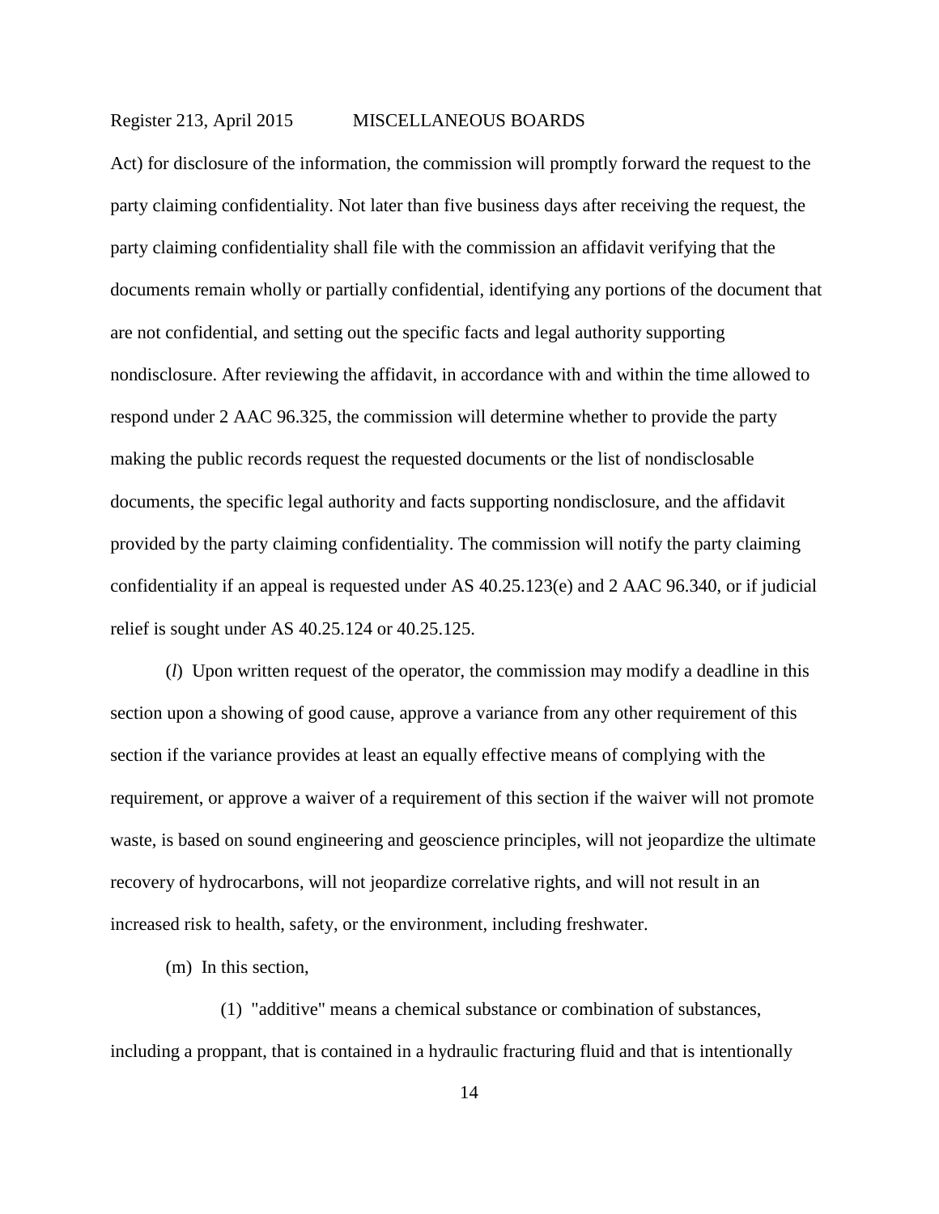Act) for disclosure of the information, the commission will promptly forward the request to the party claiming confidentiality. Not later than five business days after receiving the request, the party claiming confidentiality shall file with the commission an affidavit verifying that the documents remain wholly or partially confidential, identifying any portions of the document that are not confidential, and setting out the specific facts and legal authority supporting nondisclosure. After reviewing the affidavit, in accordance with and within the time allowed to respond under 2 AAC 96.325, the commission will determine whether to provide the party making the public records request the requested documents or the list of nondisclosable documents, the specific legal authority and facts supporting nondisclosure, and the affidavit provided by the party claiming confidentiality. The commission will notify the party claiming confidentiality if an appeal is requested under AS 40.25.123(e) and 2 AAC 96.340, or if judicial relief is sought under AS 40.25.124 or 40.25.125.

(*l*) Upon written request of the operator, the commission may modify a deadline in this section upon a showing of good cause, approve a variance from any other requirement of this section if the variance provides at least an equally effective means of complying with the requirement, or approve a waiver of a requirement of this section if the waiver will not promote waste, is based on sound engineering and geoscience principles, will not jeopardize the ultimate recovery of hydrocarbons, will not jeopardize correlative rights, and will not result in an increased risk to health, safety, or the environment, including freshwater.

(m) In this section,

(1) "additive" means a chemical substance or combination of substances, including a proppant, that is contained in a hydraulic fracturing fluid and that is intentionally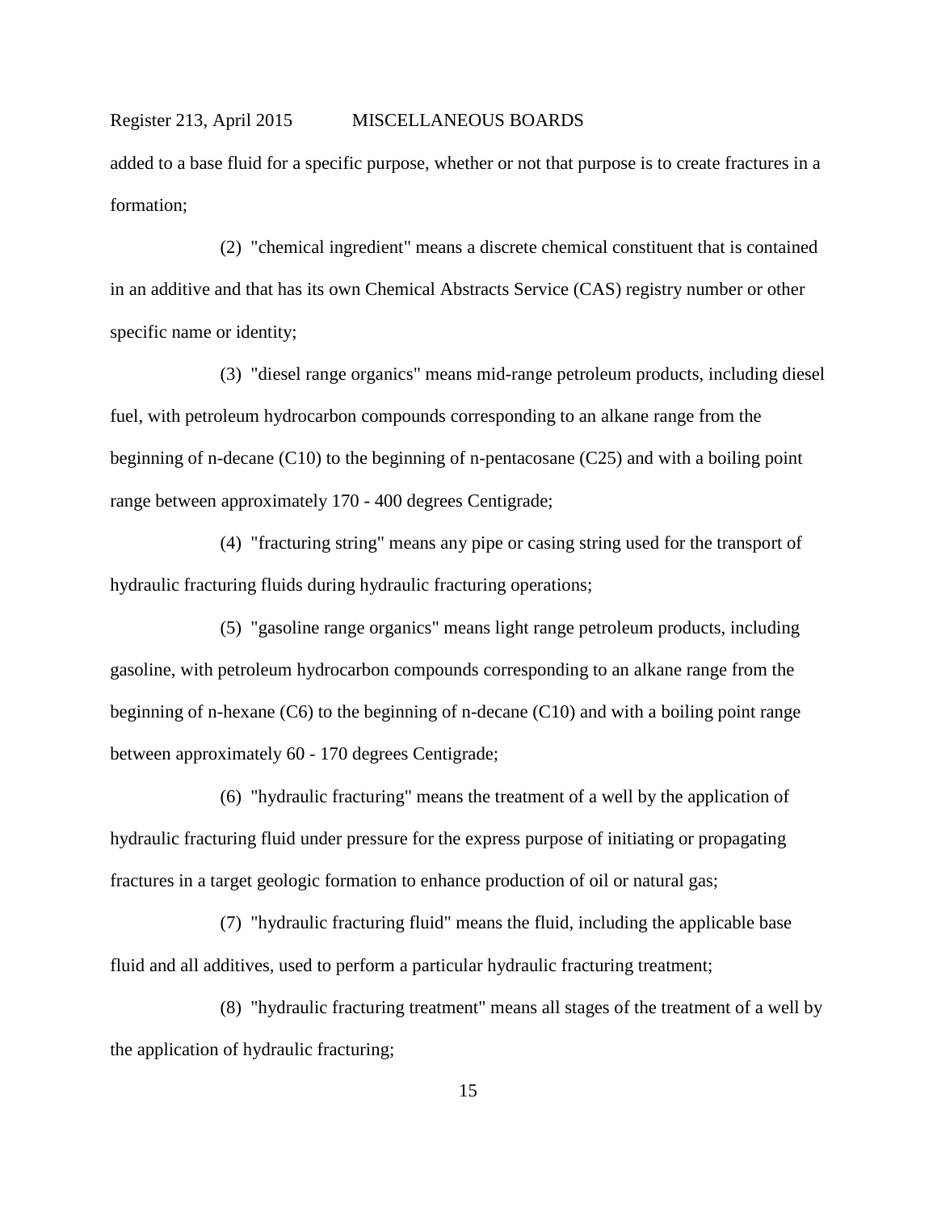added to a base fluid for a specific purpose, whether or not that purpose is to create fractures in a formation;

(2) "chemical ingredient" means a discrete chemical constituent that is contained in an additive and that has its own Chemical Abstracts Service (CAS) registry number or other specific name or identity;

(3) "diesel range organics" means mid-range petroleum products, including diesel fuel, with petroleum hydrocarbon compounds corresponding to an alkane range from the beginning of n-decane (C10) to the beginning of n-pentacosane (C25) and with a boiling point range between approximately 170 - 400 degrees Centigrade;

(4) "fracturing string" means any pipe or casing string used for the transport of hydraulic fracturing fluids during hydraulic fracturing operations;

(5) "gasoline range organics" means light range petroleum products, including gasoline, with petroleum hydrocarbon compounds corresponding to an alkane range from the beginning of n-hexane (C6) to the beginning of n-decane (C10) and with a boiling point range between approximately 60 - 170 degrees Centigrade;

(6) "hydraulic fracturing" means the treatment of a well by the application of hydraulic fracturing fluid under pressure for the express purpose of initiating or propagating fractures in a target geologic formation to enhance production of oil or natural gas;

(7) "hydraulic fracturing fluid" means the fluid, including the applicable base fluid and all additives, used to perform a particular hydraulic fracturing treatment;

(8) "hydraulic fracturing treatment" means all stages of the treatment of a well by the application of hydraulic fracturing;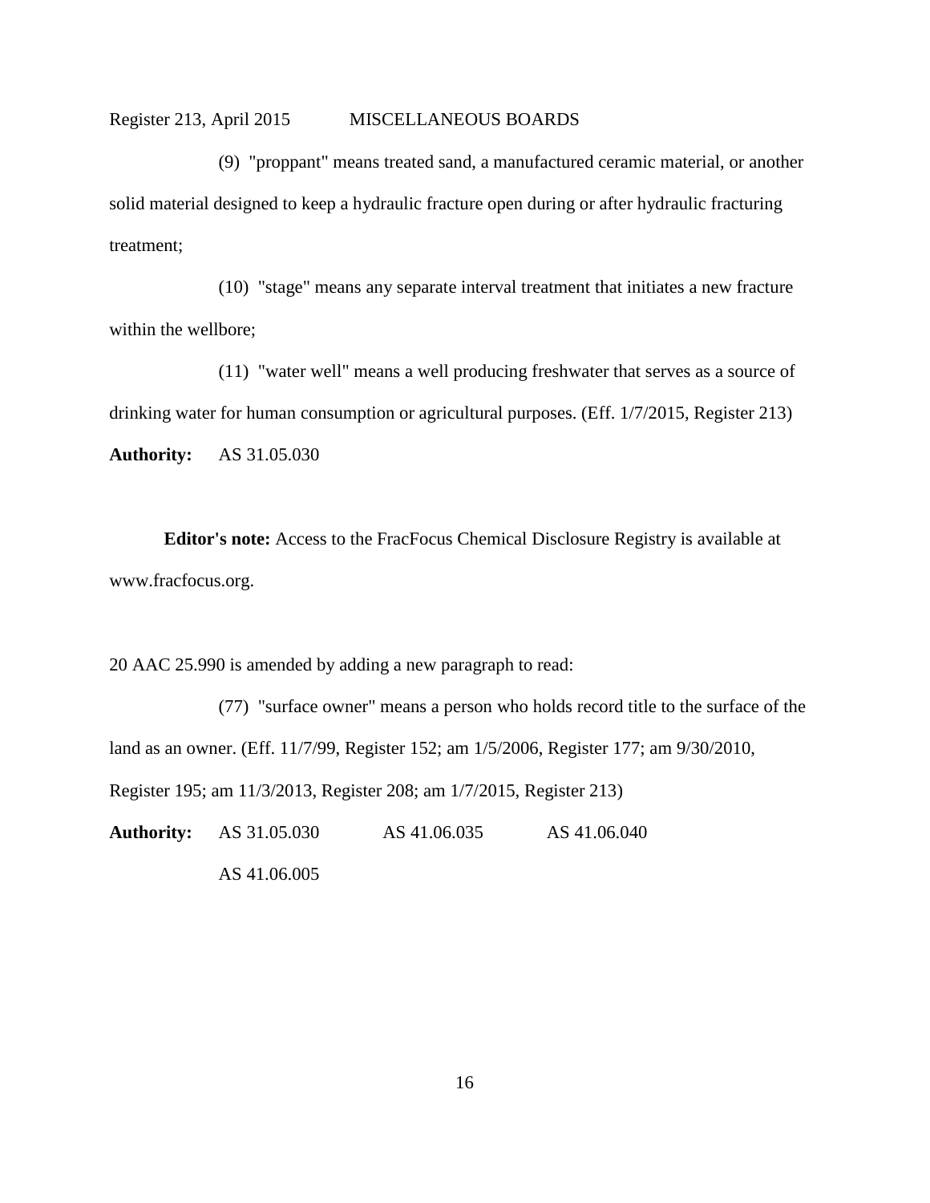(9) "proppant" means treated sand, a manufactured ceramic material, or another solid material designed to keep a hydraulic fracture open during or after hydraulic fracturing treatment;

(10) "stage" means any separate interval treatment that initiates a new fracture within the wellbore;

(11) "water well" means a well producing freshwater that serves as a source of drinking water for human consumption or agricultural purposes. (Eff. 1/7/2015, Register 213)

**Authority:** AS 31.05.030

**Editor's note:** Access to the FracFocus Chemical Disclosure Registry is available at www.fracfocus.org.

20 AAC 25.990 is amended by adding a new paragraph to read:

(77) "surface owner" means a person who holds record title to the surface of the land as an owner. (Eff. 11/7/99, Register 152; am 1/5/2006, Register 177; am 9/30/2010, Register 195; am 11/3/2013, Register 208; am 1/7/2015, Register 213)

**Authority:** AS 31.05.030 AS 41.06.035 AS 41.06.040

AS 41.06.005